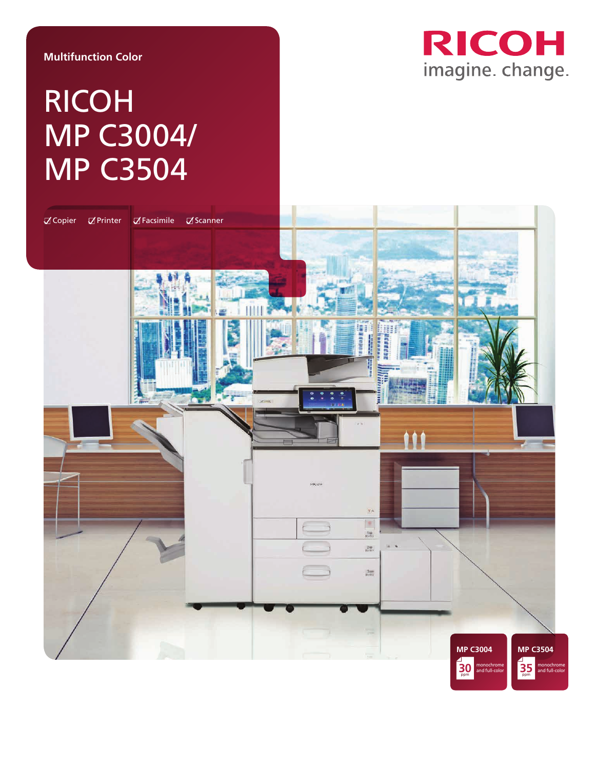**Multifunction Color**

# RICOH MP C3004/ MP C3504

☑ Copier ☑ Printer ☑ Facsimile ☑ Scanner

RICOH
imagine. change.

**MP C3004**
30 ppm monochrome and full-color

**MP C3504**
35 ppm monochrome and full-color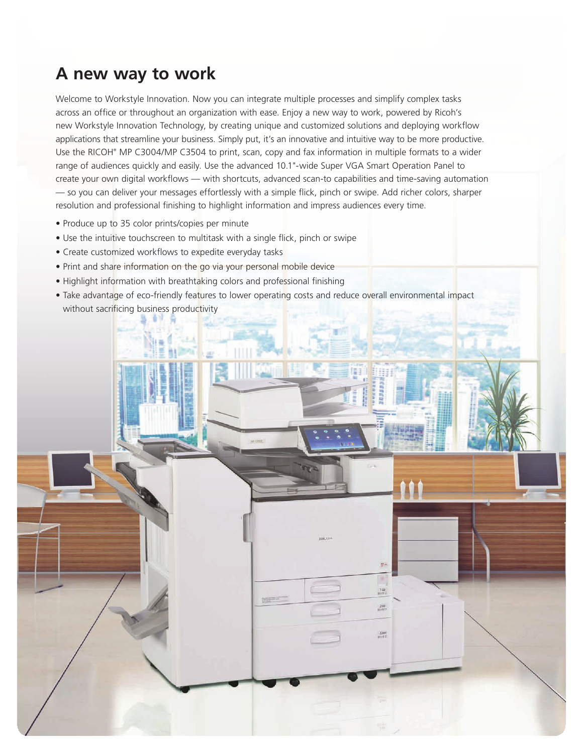## A new way to work

Welcome to Workstyle Innovation. Now you can integrate multiple processes and simplify complex tasks across an office or throughout an organization with ease. Enjoy a new way to work, powered by Ricoh's new Workstyle Innovation Technology, by creating unique and customized solutions and deploying workflow applications that streamline your business. Simply put, it's an innovative and intuitive way to be more productive. Use the RICOH® MP C3004/MP C3504 to print, scan, copy and fax information in multiple formats to a wider range of audiences quickly and easily. Use the advanced 10.1"-wide Super VGA Smart Operation Panel to create your own digital workflows — with shortcuts, advanced scan-to capabilities and time-saving automation — so you can deliver your messages effortlessly with a simple flick, pinch or swipe. Add richer colors, sharper resolution and professional finishing to highlight information and impress audiences every time.

- Produce up to 35 color prints/copies per minute
- Use the intuitive touchscreen to multitask with a single flick, pinch or swipe
- Create customized workflows to expedite everyday tasks
- Print and share information on the go via your personal mobile device
- Highlight information with breathtaking colors and professional finishing
- Take advantage of eco-friendly features to lower operating costs and reduce overall environmental impact without sacrificing business productivity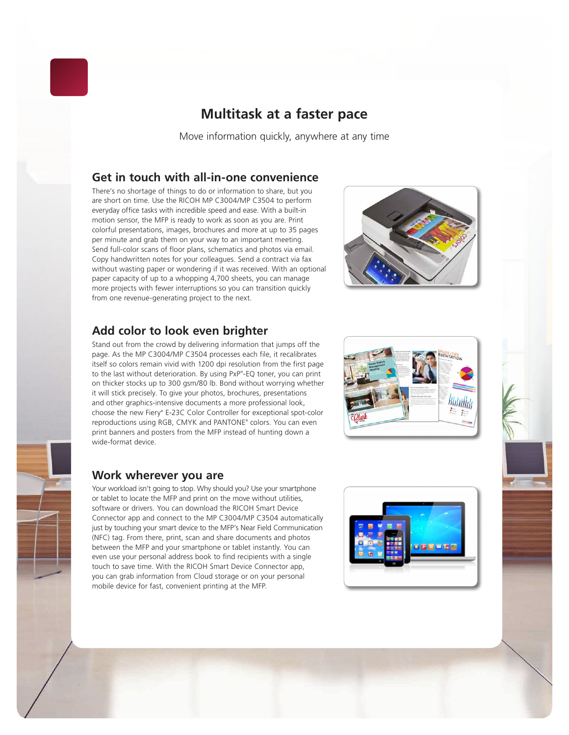# Multitask at a faster pace

Move information quickly, anywhere at any time

## Get in touch with all-in-one convenience

There's no shortage of things to do or information to share, but you are short on time. Use the RICOH MP C3004/MP C3504 to perform everyday office tasks with incredible speed and ease. With a built-in motion sensor, the MFP is ready to work as soon as you are. Print colorful presentations, images, brochures and more at up to 35 pages per minute and grab them on your way to an important meeting. Send full-color scans of floor plans, schematics and photos via email. Copy handwritten notes for your colleagues. Send a contract via fax without wasting paper or wondering if it was received. With an optional paper capacity of up to a whopping 4,700 sheets, you can manage more projects with fewer interruptions so you can transition quickly from one revenue-generating project to the next.

## Add color to look even brighter

Stand out from the crowd by delivering information that jumps off the page. As the MP C3004/MP C3504 processes each file, it recalibrates itself so colors remain vivid with 1200 dpi resolution from the first page to the last without deterioration. By using PxP®-EQ toner, you can print on thicker stocks up to 300 gsm/80 lb. Bond without worrying whether it will stick precisely. To give your photos, brochures, presentations and other graphics-intensive documents a more professional look, choose the new Fiery® E-23C Color Controller for exceptional spot-color reproductions using RGB, CMYK and PANTONE® colors. You can even print banners and posters from the MFP instead of hunting down a wide-format device.

## Work wherever you are

Your workload isn't going to stop. Why should you? Use your smartphone or tablet to locate the MFP and print on the move without utilities, software or drivers. You can download the RICOH Smart Device Connector app and connect to the MP C3004/MP C3504 automatically just by touching your smart device to the MFP's Near Field Communication (NFC) tag. From there, print, scan and share documents and photos between the MFP and your smartphone or tablet instantly. You can even use your personal address book to find recipients with a single touch to save time. With the RICOH Smart Device Connector app, you can grab information from Cloud storage or on your personal mobile device for fast, convenient printing at the MFP.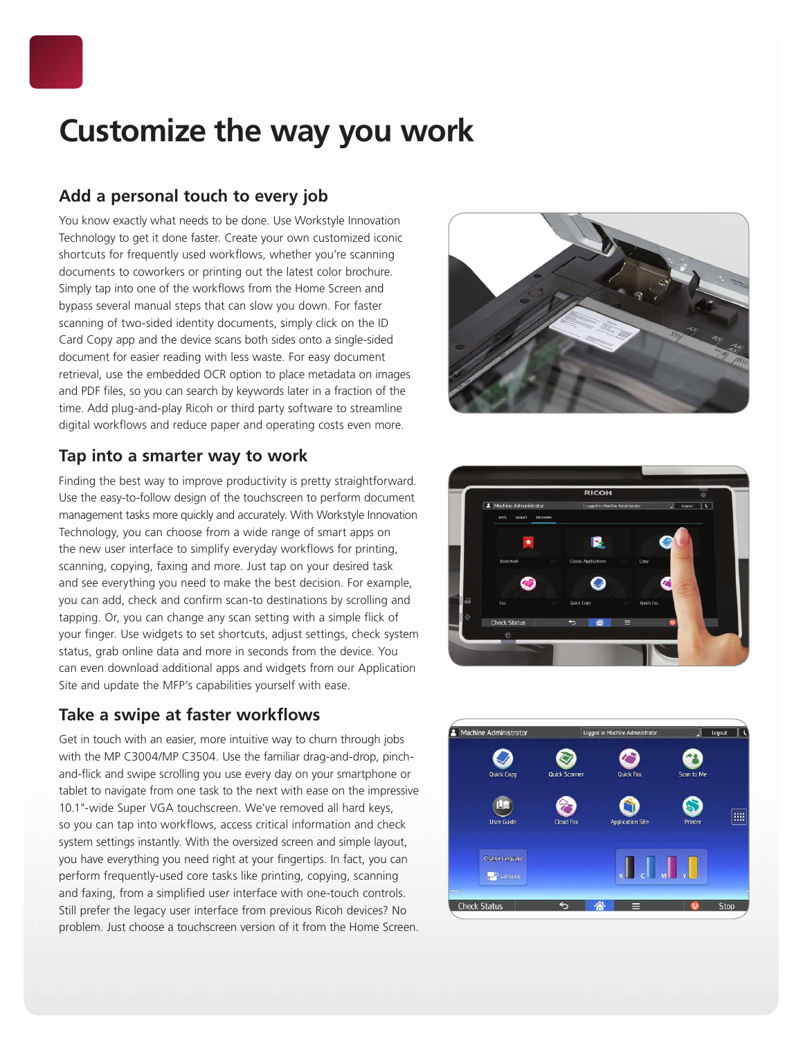# Customize the way you work

## Add a personal touch to every job

You know exactly what needs to be done. Use Workstyle Innovation Technology to get it done faster. Create your own customized iconic shortcuts for frequently used workflows, whether you're scanning documents to coworkers or printing out the latest color brochure. Simply tap into one of the workflows from the Home Screen and bypass several manual steps that can slow you down. For faster scanning of two-sided identity documents, simply click on the ID Card Copy app and the device scans both sides onto a single-sided document for easier reading with less waste. For easy document retrieval, use the embedded OCR option to place metadata on images and PDF files, so you can search by keywords later in a fraction of the time. Add plug-and-play Ricoh or third party software to streamline digital workflows and reduce paper and operating costs even more.

## Tap into a smarter way to work

Finding the best way to improve productivity is pretty straightforward. Use the easy-to-follow design of the touchscreen to perform document management tasks more quickly and accurately. With Workstyle Innovation Technology, you can choose from a wide range of smart apps on the new user interface to simplify everyday workflows for printing, scanning, copying, faxing and more. Just tap on your desired task and see everything you need to make the best decision. For example, you can add, check and confirm scan-to destinations by scrolling and tapping. Or, you can change any scan setting with a simple flick of your finger. Use widgets to set shortcuts, adjust settings, check system status, grab online data and more in seconds from the device. You can even download additional apps and widgets from our Application Site and update the MFP's capabilities yourself with ease.

## Take a swipe at faster workflows

Get in touch with an easier, more intuitive way to churn through jobs with the MP C3004/MP C3504. Use the familiar drag-and-drop, pinch-and-flick and swipe scrolling you use every day on your smartphone or tablet to navigate from one task to the next with ease on the impressive 10.1"-wide Super VGA touchscreen. We've removed all hard keys, so you can tap into workflows, access critical information and check system settings instantly. With the oversized screen and simple layout, you have everything you need right at your fingertips. In fact, you can perform frequently-used core tasks like printing, copying, scanning and faxing, from a simplified user interface with one-touch controls. Still prefer the legacy user interface from previous Ricoh devices? No problem. Just choose a touchscreen version of it from the Home Screen.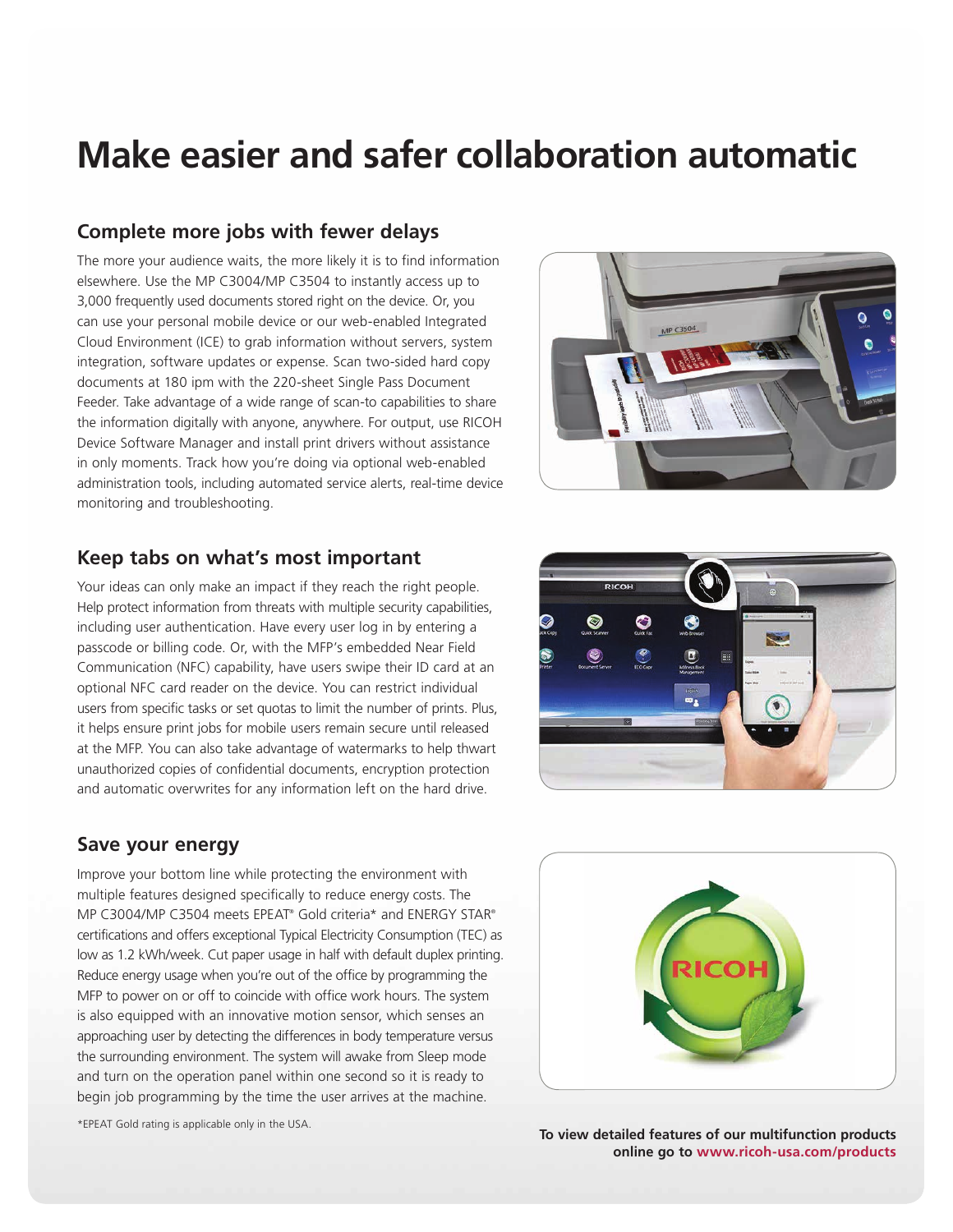# Make easier and safer collaboration automatic

## Complete more jobs with fewer delays

The more your audience waits, the more likely it is to find information elsewhere. Use the MP C3004/MP C3504 to instantly access up to 3,000 frequently used documents stored right on the device. Or, you can use your personal mobile device or our web-enabled Integrated Cloud Environment (ICE) to grab information without servers, system integration, software updates or expense. Scan two-sided hard copy documents at 180 ipm with the 220-sheet Single Pass Document Feeder. Take advantage of a wide range of scan-to capabilities to share the information digitally with anyone, anywhere. For output, use RICOH Device Software Manager and install print drivers without assistance in only moments. Track how you're doing via optional web-enabled administration tools, including automated service alerts, real-time device monitoring and troubleshooting.

## Keep tabs on what's most important

Your ideas can only make an impact if they reach the right people. Help protect information from threats with multiple security capabilities, including user authentication. Have every user log in by entering a passcode or billing code. Or, with the MFP's embedded Near Field Communication (NFC) capability, have users swipe their ID card at an optional NFC card reader on the device. You can restrict individual users from specific tasks or set quotas to limit the number of prints. Plus, it helps ensure print jobs for mobile users remain secure until released at the MFP. You can also take advantage of watermarks to help thwart unauthorized copies of confidential documents, encryption protection and automatic overwrites for any information left on the hard drive.

## Save your energy

Improve your bottom line while protecting the environment with multiple features designed specifically to reduce energy costs. The MP C3004/MP C3504 meets EPEAT® Gold criteria* and ENERGY STAR® certifications and offers exceptional Typical Electricity Consumption (TEC) as low as 1.2 kWh/week. Cut paper usage in half with default duplex printing. Reduce energy usage when you're out of the office by programming the MFP to power on or off to coincide with office work hours. The system is also equipped with an innovative motion sensor, which senses an approaching user by detecting the differences in body temperature versus the surrounding environment. The system will awake from Sleep mode and turn on the operation panel within one second so it is ready to begin job programming by the time the user arrives at the machine.

*EPEAT Gold rating is applicable only in the USA.

**To view detailed features of our multifunction products online go to www.ricoh-usa.com/products**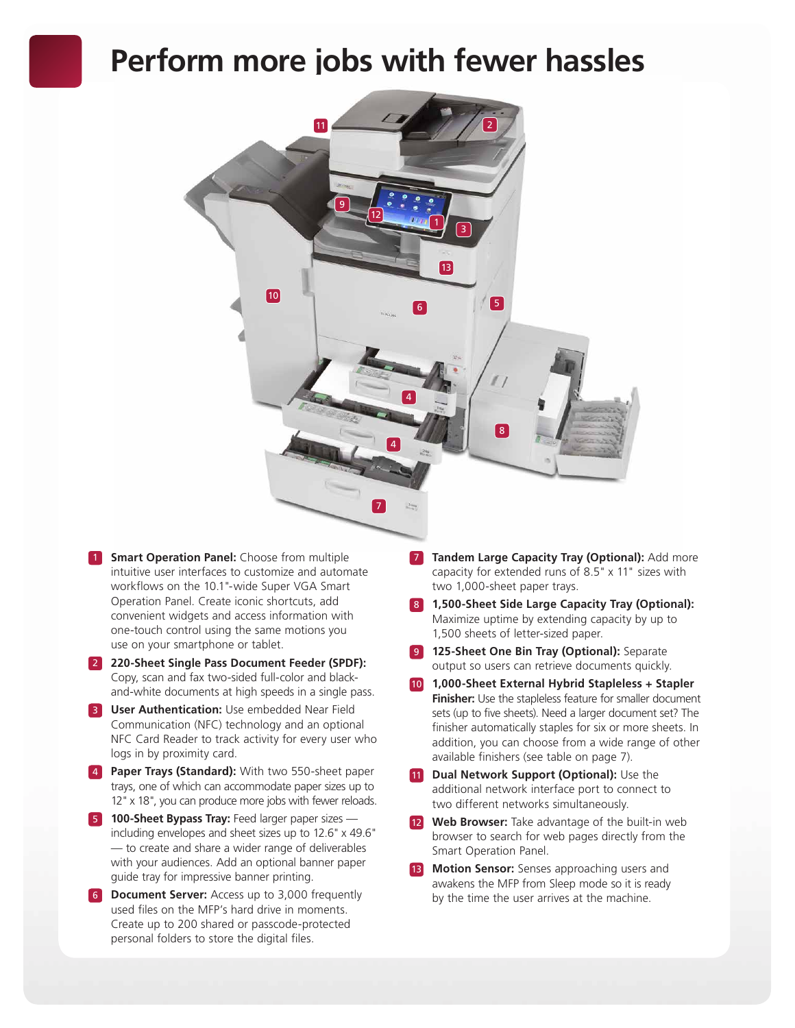# Perform more jobs with fewer hassles

1. **Smart Operation Panel:** Choose from multiple intuitive user interfaces to customize and automate workflows on the 10.1"-wide Super VGA Smart Operation Panel. Create iconic shortcuts, add convenient widgets and access information with one-touch control using the same motions you use on your smartphone or tablet.
2. **220-Sheet Single Pass Document Feeder (SPDF):** Copy, scan and fax two-sided full-color and black-and-white documents at high speeds in a single pass.
3. **User Authentication:** Use embedded Near Field Communication (NFC) technology and an optional NFC Card Reader to track activity for every user who logs in by proximity card.
4. **Paper Trays (Standard):** With two 550-sheet paper trays, one of which can accommodate paper sizes up to 12" x 18", you can produce more jobs with fewer reloads.
5. **100-Sheet Bypass Tray:** Feed larger paper sizes — including envelopes and sheet sizes up to 12.6" x 49.6" — to create and share a wider range of deliverables with your audiences. Add an optional banner paper guide tray for impressive banner printing.
6. **Document Server:** Access up to 3,000 frequently used files on the MFP's hard drive in moments. Create up to 200 shared or passcode-protected personal folders to store the digital files.
7. **Tandem Large Capacity Tray (Optional):** Add more capacity for extended runs of 8.5" x 11" sizes with two 1,000-sheet paper trays.
8. **1,500-Sheet Side Large Capacity Tray (Optional):** Maximize uptime by extending capacity by up to 1,500 sheets of letter-sized paper.
9. **125-Sheet One Bin Tray (Optional):** Separate output so users can retrieve documents quickly.
10. **1,000-Sheet External Hybrid Stapleless + Stapler Finisher:** Use the stapleless feature for smaller document sets (up to five sheets). Need a larger document set? The finisher automatically staples for six or more sheets. In addition, you can choose from a wide range of other available finishers (see table on page 7).
11. **Dual Network Support (Optional):** Use the additional network interface port to connect to two different networks simultaneously.
12. **Web Browser:** Take advantage of the built-in web browser to search for web pages directly from the Smart Operation Panel.
13. **Motion Sensor:** Senses approaching users and awakens the MFP from Sleep mode so it is ready by the time the user arrives at the machine.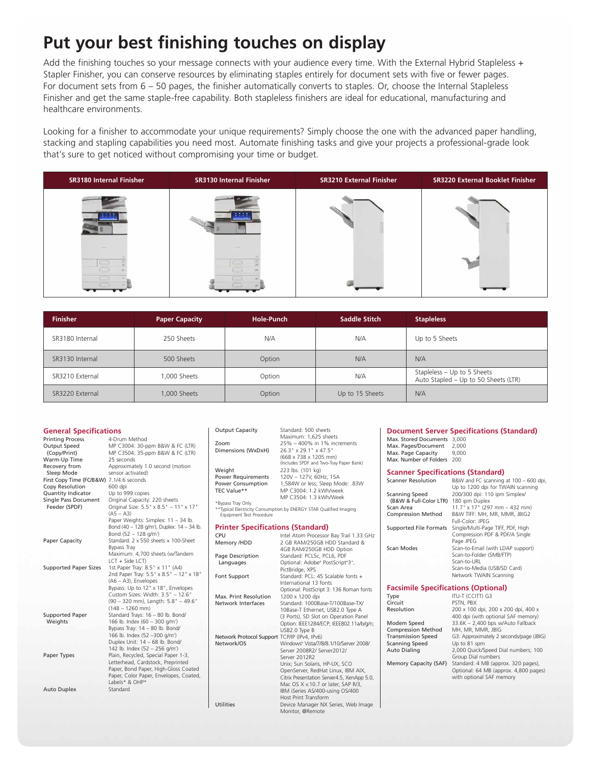# Put your best finishing touches on display

Add the finishing touches so your message connects with your audience every time. With the External Hybrid Stapleless + Stapler Finisher, you can conserve resources by eliminating staples entirely for document sets with five or fewer pages. For document sets from 6 – 50 pages, the finisher automatically converts to staples. Or, choose the Internal Stapleless Finisher and get the same staple-free capability. Both stapleless finishers are ideal for educational, manufacturing and healthcare environments.

Looking for a finisher to accommodate your unique requirements? Simply choose the one with the advanced paper handling, stacking and stapling capabilities you need most. Automate finishing tasks and give your projects a professional-grade look that's sure to get noticed without compromising your time or budget.

| SR3180 Internal Finisher | SR3130 Internal Finisher | SR3210 External Finisher | SR3220 External Booklet Finisher |
|---|---|---|---|

| Finisher | Paper Capacity | Hole-Punch | Saddle Stitch | Stapleless |
|---|---|---|---|---|
| SR3180 Internal | 250 Sheets | N/A | N/A | Up to 5 Sheets |
| SR3130 Internal | 500 Sheets | Option | N/A | N/A |
| SR3210 External | 1,000 Sheets | Option | N/A | Stapleless – Up to 5 Sheets<br>Auto Stapled – Up to 50 Sheets (LTR) |
| SR3220 External | 1,000 Sheets | Option | Up to 15 Sheets | N/A |

## General Specifications

| | |
|---|---|
| Printing Process | 4-Drum Method |
| Output Speed (Copy/Print) | MP C3004: 30-ppm B&W & FC (LTR)<br>MP C3504: 35-ppm B&W & FC (LTR) |
| Warm-Up Time | 25 seconds |
| Recovery from Sleep Mode | Approximately 1.0 second (motion sensor activated) |
| First Copy Time (FC/B&W) | 7.1/4.6 seconds |
| Copy Resolution | 600 dpi |
| Quantity Indicator | Up to 999 copies |
| Single Pass Document Feeder (SPDF) | Original Capacity: 220 sheets<br>Original Size: 5.5" x 8.5" – 11" x 17" (A5 – A3)<br>Paper Weights: Simplex: 11 – 34 lb. Bond (40 – 128 g/m²), Duplex: 14 – 34 lb. Bond (52 – 128 g/m²) |
| Paper Capacity | Standard: 2 x 550 sheets + 100-Sheet Bypass Tray<br>Maximum: 4,700 sheets (w/Tandem LCT + Side LCT) |
| Supported Paper Sizes | 1st Paper Tray: 8.5" x 11" (A4)<br>2nd Paper Tray: 5.5" x 8.5" – 12" x 18" (A6 – A3), Envelopes<br>Bypass: Up to 12" x 18", Envelopes<br>Custom Sizes: Width: 3.5" – 12.6" (90 – 320 mm), Length: 5.8" – 49.6" (148 – 1260 mm) |
| Supported Paper Weights | Standard Trays: 16 – 80 lb. Bond/ 166 lb. Index (60 – 300 g/m²)<br>Bypass Tray: 14 – 80 lb. Bond/ 166 lb. Index (52 –300 g/m²)<br>Duplex Unit: 14 – 68 lb. Bond/ 142 lb. Index (52 – 256 g/m²) |
| Paper Types | Plain, Recycled, Special Paper 1-3, Letterhead, Cardstock, Preprinted Paper, Bond Paper, High-Gloss Coated Paper, Color Paper, Envelopes, Coated, Labels* & OHP* |
| Auto Duplex | Standard |
| Output Capacity | Standard: 500 sheets<br>Maximum: 1,625 sheets |
| Zoom | 25% – 400% in 1% increments |
| Dimensions (WxDxH) | 26.3" x 29.1" x 47.5" (668 x 738 x 1205 mm) (Includes SPDF and Two-Tray Paper Bank) |
| Weight | 223 lbs. (101 kg) |
| Power Requirements | 120V – 127V, 60Hz, 15A |
| Power Consumption | 1,584W or less; Sleep Mode: .83W |
| TEC Value** | MP C3004: 1.2 kWh/week<br>MP C3504: 1.3 kWh/Week |

*Bypass Tray Only
**Typical Electricity Consumption by ENERGY STAR Qualified Imaging Equipment Test Procedure

## Printer Specifications (Standard)

| | |
|---|---|
| CPU | Intel Atom Processor Bay Trail 1.33 GHz |
| Memory /HDD | 2 GB RAM/250GB HDD Standard & 4GB RAM/250GB HDD Option |
| Page Description Languages | Standard: PCL5c, PCL6, PDF<br>Optional: Adobe® PostScript®3™, PictBridge, XPS |
| Font Support | Standard: PCL: 45 Scalable fonts + International 13 fonts<br>Optional: PostScript 3: 136 Roman fonts |
| Max. Print Resolution | 1200 x 1200 dpi |
| Network Interfaces | Standard: 1000Base-T/100Base-TX/ 10Base-T Ethernet, USB2.0 Type A (3 Ports), SD Slot on Operation Panel<br>Option: IEEE1284/ECP, IEEE802.11a/b/g/n; USB2.0 Type B |
| Network Protocol Support | TCP/IP (IPv4, IPv6) |
| Network/OS | Windows® Vista/7/8/8.1/10/Server 2008/ Server 2008R2/ Server2012/ Server 2012R2<br>Unix; Sun Solaris, HP-UX, SCO OpenServer, RedHat Linux, IBM AIX, Citrix Presentation Server4.5, XenApp 5.0, Mac OS X v.10.7 or later, SAP R/3, IBM iSeries AS/400-using OS/400 Host Print Transform |
| Utilities | Device Manager NX Series, Web Image Monitor, @Remote |

## Document Server Specifications (Standard)

| | |
|---|---|
| Max. Stored Documents | 3,000 |
| Max. Pages/Document | 2,000 |
| Max. Page Capacity | 9,000 |
| Max. Number of Folders | 200 |

## Scanner Specifications (Standard)

| | |
|---|---|
| Scanner Resolution | B&W and FC scanning at 100 – 600 dpi, Up to 1200 dpi for TWAIN scanning |
| Scanning Speed (B&W & Full-Color LTR) | 200/300 dpi: 110 ipm Simplex/ 180 ipm Duplex |
| Scan Area | 11.7" x 17" (297 mm – 432 mm) |
| Compression Method | B&W TIFF: MH, MR, MMR, JBIG2<br>Full-Color: JPEG |
| Supported File Formats | Single/Multi-Page TIFF, PDF, High Compression PDF & PDF/A Single Page JPEG |
| Scan Modes | Scan-to-Email (with LDAP support)<br>Scan-to-Folder (SMB/FTP)<br>Scan-to-URL<br>Scan-to-Media (USB/SD Card)<br>Network TWAIN Scanning |

## Facsimile Specifications (Optional)

| | |
|---|---|
| Type | ITU-T (CCITT) G3 |
| Circuit | PSTN, PBX |
| Resolution | 200 x 100 dpi, 200 x 200 dpi, 400 x 400 dpi (with optional SAF memory) |
| Modem Speed | 33.6K – 2,400 bps w/Auto Fallback |
| Compression Method | MH, MR, MMR, JBIG |
| Transmission Speed | G3: Approximately 2 seconds/page (JBIG) |
| Scanning Speed | Up to 81 spm |
| Auto Dialing | 2,000 Quick/Speed Dial numbers; 100 Group Dial numbers |
| Memory Capacity (SAF) | Standard: 4 MB (approx. 320 pages), Optional: 64 MB (approx. 4,800 pages) with optional SAF memory |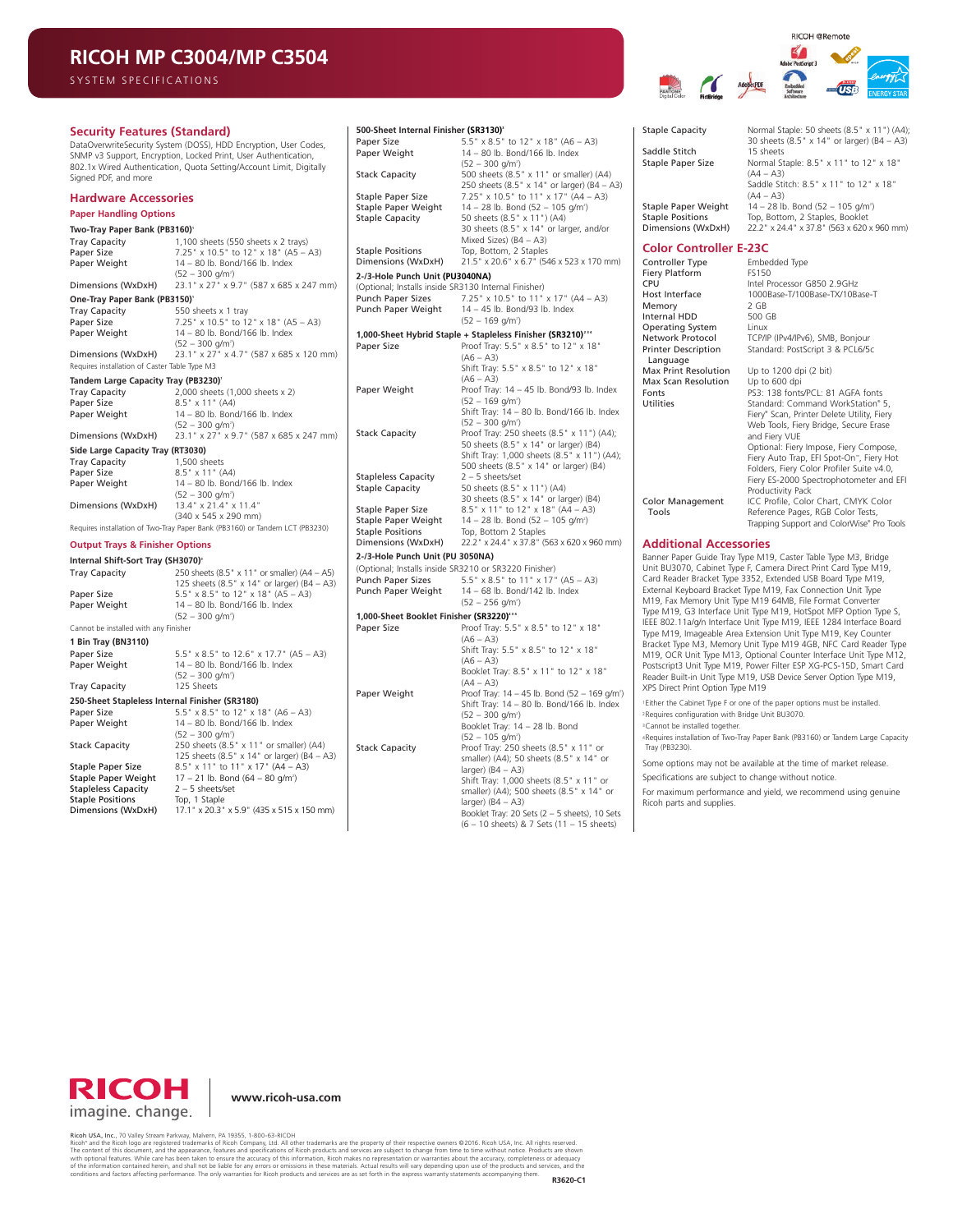# RICOH MP C3004/MP C3504

SYSTEM SPECIFICATIONS

## Security Features (Standard)

DataOverwriteSecurity System (DOSS), HDD Encryption, User Codes, SNMP v3 Support, Encryption, Locked Print, User Authentication, 802.1x Wired Authentication, Quota Setting/Account Limit, Digitally Signed PDF, and more

## Hardware Accessories

### Paper Handling Options

**Two-Tray Paper Bank (PB3160)[1]**

| | |
|---|---|
| Tray Capacity | 1,100 sheets (550 sheets x 2 trays) |
| Paper Size | 7.25" x 10.5" to 12" x 18" (A5 – A3) |
| Paper Weight | 14 – 80 lb. Bond/166 lb. Index (52 – 300 g/m²) |
| Dimensions (WxDxH) | 23.1" x 27" x 9.7" (587 x 685 x 247 mm) |

**One-Tray Paper Bank (PB3150)[1]**

| | |
|---|---|
| Tray Capacity | 550 sheets x 1 tray |
| Paper Size | 7.25" x 10.5" to 12" x 18" (A5 – A3) |
| Paper Weight | 14 – 80 lb. Bond/166 lb. Index (52 – 300 g/m²) |
| Dimensions (WxDxH) | 23.1" x 27" x 4.7" (587 x 685 x 120 mm) |

Requires installation of Caster Table Type M3

**Tandem Large Capacity Tray (PB3230)[1]**

| | |
|---|---|
| Tray Capacity | 2,000 sheets (1,000 sheets x 2) |
| Paper Size | 8.5" x 11" (A4) |
| Paper Weight | 14 – 80 lb. Bond/166 lb. Index (52 – 300 g/m²) |
| Dimensions (WxDxH) | 23.1" x 27" x 9.7" (587 x 685 x 247 mm) |

**Side Large Capacity Tray (RT3030)**

| | |
|---|---|
| Tray Capacity | 1,500 sheets |
| Paper Size | 8.5" x 11" (A4) |
| Paper Weight | 14 – 80 lb. Bond/166 lb. Index (52 – 300 g/m²) |
| Dimensions (WxDxH) | 13.4" x 21.4" x 11.4" (340 x 545 x 290 mm) |

Requires installation of Two-Tray Paper Bank (PB3160) or Tandem LCT (PB3230)

### Output Trays & Finisher Options

**Internal Shift-Sort Tray (SH3070)[2]**

| | |
|---|---|
| Tray Capacity | 250 sheets (8.5" x 11" or smaller) (A4 – A5) 125 sheets (8.5" x 14" or larger) (B4 – A3) |
| Paper Size | 5.5" x 8.5" to 12" x 18" (A5 – A3) |
| Paper Weight | 14 – 80 lb. Bond/166 lb. Index (52 – 300 g/m²) |

Cannot be installed with any Finisher

**1 Bin Tray (BN3110)**

| | |
|---|---|
| Paper Size | 5.5" x 8.5" to 12.6" x 17.7" (A5 – A3) |
| Paper Weight | 14 – 80 lb. Bond/166 lb. Index (52 – 300 g/m²) |
| Tray Capacity | 125 Sheets |

**250-Sheet Stapleless Internal Finisher (SR3180)**

| | |
|---|---|
| Paper Size | 5.5" x 8.5" to 12" x 18" (A6 – A3) |
| Paper Weight | 14 – 80 lb. Bond/166 lb. Index (52 – 300 g/m²) |
| Stack Capacity | 250 sheets (8.5" x 11" or smaller) (A4) 125 sheets (8.5" x 14" or larger) (B4 – A3) |
| Staple Paper Size | 8.5" x 11" to 11" x 17" (A4 – A3) |
| Staple Paper Weight | 17 – 21 lb. Bond (64 – 80 g/m²) |
| Stapleless Capacity | 2 – 5 sheets/set |
| Staple Positions | Top, 1 Staple |
| Dimensions (WxDxH) | 17.1" x 20.3" x 5.9" (435 x 515 x 150 mm) |

**500-Sheet Internal Finisher (SR3130)[3]**

| | |
|---|---|
| Paper Size | 5.5" x 8.5" to 12" x 18" (A6 – A3) |
| Paper Weight | 14 – 80 lb. Bond/166 lb. Index (52 – 300 g/m²) |
| Stack Capacity | 500 sheets (8.5" x 11" or smaller) (A4) 250 sheets (8.5" x 14" or larger) (B4 – A3) |
| Staple Paper Size | 7.25" x 10.5" to 11" x 17" (A4 – A3) |
| Staple Paper Weight | 14 – 28 lb. Bond (52 – 105 g/m²) |
| Staple Capacity | 50 sheets (8.5" x 11") (A4) 30 sheets (8.5" x 14" or larger, and/or Mixed Sizes) (B4 – A3) |
| Staple Positions | Top, Bottom, 2 Staples |
| Dimensions (WxDxH) | 21.5" x 20.6" x 6.7" (546 x 523 x 170 mm) |

**2-/3-Hole Punch Unit (PU3040NA)**

(Optional; Installs inside SR3130 Internal Finisher)

| | |
|---|---|
| Punch Paper Sizes | 7.25" x 10.5" to 11" x 17" (A4 – A3) |
| Punch Paper Weight | 14 – 45 lb. Bond/93 lb. Index (52 – 169 g/m²) |

**1,000-Sheet Hybrid Staple + Stapleless Finisher (SR3210)[3,4]**

| | |
|---|---|
| Paper Size | Proof Tray: 5.5" x 8.5" to 12" x 18" (A6 – A3) Shift Tray: 5.5" x 8.5" to 12" x 18" (A6 – A3) |
| Paper Weight | Proof Tray: 14 – 45 lb. Bond/93 lb. Index (52 – 169 g/m²) Shift Tray: 14 – 80 lb. Bond/166 lb. Index (52 – 300 g/m²) |
| Stack Capacity | Proof Tray: 250 sheets (8.5" x 11") (A4); 50 sheets (8.5" x 14" or larger) (B4) Shift Tray: 1,000 sheets (8.5" x 11") (A4); 500 sheets (8.5" x 14" or larger) (B4) |
| Stapleless Capacity | 2 – 5 sheets/set |
| Staple Capacity | 50 sheets (8.5" x 11") (A4) 30 sheets (8.5" x 14" or larger) (B4) |
| Staple Paper Size | 8.5" x 11" to 12" x 18" (A4 – A3) |
| Staple Paper Weight | 14 – 28 lb. Bond (52 – 105 g/m²) |
| Staple Positions | Top, Bottom 2 Staples |
| Dimensions (WxDxH) | 22.2" x 24.4" x 37.8" (563 x 620 x 960 mm) |

**2-/3-Hole Punch Unit (PU 3050NA)**

(Optional; Installs inside SR3210 or SR3220 Finisher)

| | |
|---|---|
| Punch Paper Sizes | 5.5" x 8.5" to 11" x 17" (A5 – A3) |
| Punch Paper Weight | 14 – 68 lb. Bond/142 lb. Index (52 – 256 g/m²) |

**1,000-Sheet Booklet Finisher (SR3220)[3,4]**

| | |
|---|---|
| Paper Size | Proof Tray: 5.5" x 8.5" to 12" x 18" (A6 – A3) Shift Tray: 5.5" x 8.5" to 12" x 18" (A6 – A3) Booklet Tray: 8.5" x 11" to 12" x 18" (A4 – A3) |
| Paper Weight | Proof Tray: 14 – 45 lb. Bond (52 – 169 g/m²) Shift Tray: 14 – 80 lb. Bond/166 lb. Index (52 – 300 g/m²) Booklet Tray: 14 – 28 lb. Bond (52 – 105 g/m²) |
| Stack Capacity | Proof Tray: 250 sheets (8.5" x 11" or smaller) (A4); 50 sheets (8.5" x 14" or larger) (B4 – A3) Shift Tray: 1,000 sheets (8.5" x 11" or smaller) (A4); 500 sheets (8.5" x 14" or larger) (B4 – A3) Booklet Tray: 20 Sets (2 – 5 sheets), 10 Sets (6 – 10 sheets) & 7 Sets (11 – 15 sheets) |
| Staple Capacity | Normal Staple: 50 sheets (8.5" x 11") (A4); 30 sheets (8.5" x 14" or larger) (B4 – A3) |
| Saddle Stitch | 15 sheets |
| Staple Paper Size | Normal Staple: 8.5" x 11" to 12" x 18" (A4 – A3) Saddle Stitch: 8.5" x 11" to 12" x 18" (A4 – A3) |
| Staple Paper Weight | 14 – 28 lb. Bond (52 – 105 g/m²) |
| Staple Positions | Top, Bottom, 2 Staples, Booklet |
| Dimensions (WxDxH) | 22.2" x 24.4" x 37.8" (563 x 620 x 960 mm) |

## Color Controller E-23C

| | |
|---|---|
| Controller Type | Embedded Type |
| Fiery Platform | FS150 |
| CPU | Intel Processor G850 2.9GHz |
| Host Interface | 1000Base-T/100Base-TX/10Base-T |
| Memory | 2 GB |
| Internal HDD | 500 GB |
| Operating System | Linux |
| Network Protocol | TCP/IP (IPv4/IPv6), SMB, Bonjour |
| Printer Description Language | Standard: PostScript 3 & PCL6/5c |
| Max Print Resolution | Up to 1200 dpi (2 bit) |
| Max Scan Resolution | Up to 600 dpi |
| Fonts | PS3: 138 fonts/PCL: 81 AGFA fonts |
| Utilities | Standard: Command WorkStation® 5, Fiery® Scan, Printer Delete Utility, Fiery Web Tools, Fiery Bridge, Secure Erase and Fiery VUE Optional: Fiery Impose, Fiery Compose, Fiery Auto Trap, EFI Spot-On™, Fiery Hot Folders, Fiery Color Profiler Suite v4.0, Fiery ES-2000 Spectrophotometer and EFI Productivity Pack |
| Color Management Tools | ICC Profile, Color Chart, CMYK Color Reference Pages, RGB Color Tests, Trapping Support and ColorWise® Pro Tools |

## Additional Accessories

Banner Paper Guide Tray Type M19, Caster Table Type M3, Bridge Unit BU3070, Cabinet Type F, Camera Direct Print Card Type M19, Card Reader Bracket Type 3352, Extended USB Board Type M19, External Keyboard Bracket Type M19, Fax Connection Unit Type M19, Fax Memory Unit Type M19 64MB, File Format Converter Type M19, G3 Interface Unit Type M19, HotSpot MFP Option Type S, IEEE 802.11a/g/n Interface Unit Type M19, IEEE 1284 Interface Board Type M19, Imageable Area Extension Unit Type M19, Key Counter Bracket Type M3, Memory Unit Type M19 4GB, NFC Card Reader Type M19, OCR Unit Type M13, Optional Counter Interface Unit Type M12, Postscript3 Unit Type M19, Power Filter ESP XG-PCS-15D, Smart Card Reader Built-in Unit Type M19, USB Device Server Option Type M19, XPS Direct Print Option Type M19

[1]Either the Cabinet Type F or one of the paper options must be installed.
[2]Requires configuration with Bridge Unit BU3070.
[3]Cannot be installed together.
[4]Requires installation of Two-Tray Paper Bank (PB3160) or Tandem Large Capacity Tray (PB3230).

Some options may not be available at the time of market release.

Specifications are subject to change without notice.

For maximum performance and yield, we recommend using genuine Ricoh parts and supplies.

RICOH imagine. change.

www.ricoh-usa.com

**Ricoh USA, Inc.**, 70 Valley Stream Parkway, Malvern, PA 19355, 1-800-63-RICOH
Ricoh® and the Ricoh logo are registered trademarks of Ricoh Company, Ltd. All other trademarks are the property of their respective owners ©2016. Ricoh USA, Inc. All rights reserved. The content of this document, and the appearance, features and specifications of Ricoh products and services are subject to change from time to time without notice. Products are shown with optional features. While care has been taken to ensure the accuracy of this information, Ricoh makes no representation or warranties about the accuracy, completeness or adequacy of the information contained herein, and shall not be liable for any errors or omissions in these materials. Actual results will vary depending upon use of the products and services, and the conditions and factors affecting performance. The only warranties for Ricoh products and services are as set forth in the express warranty statements accompanying them.

R3620-C1